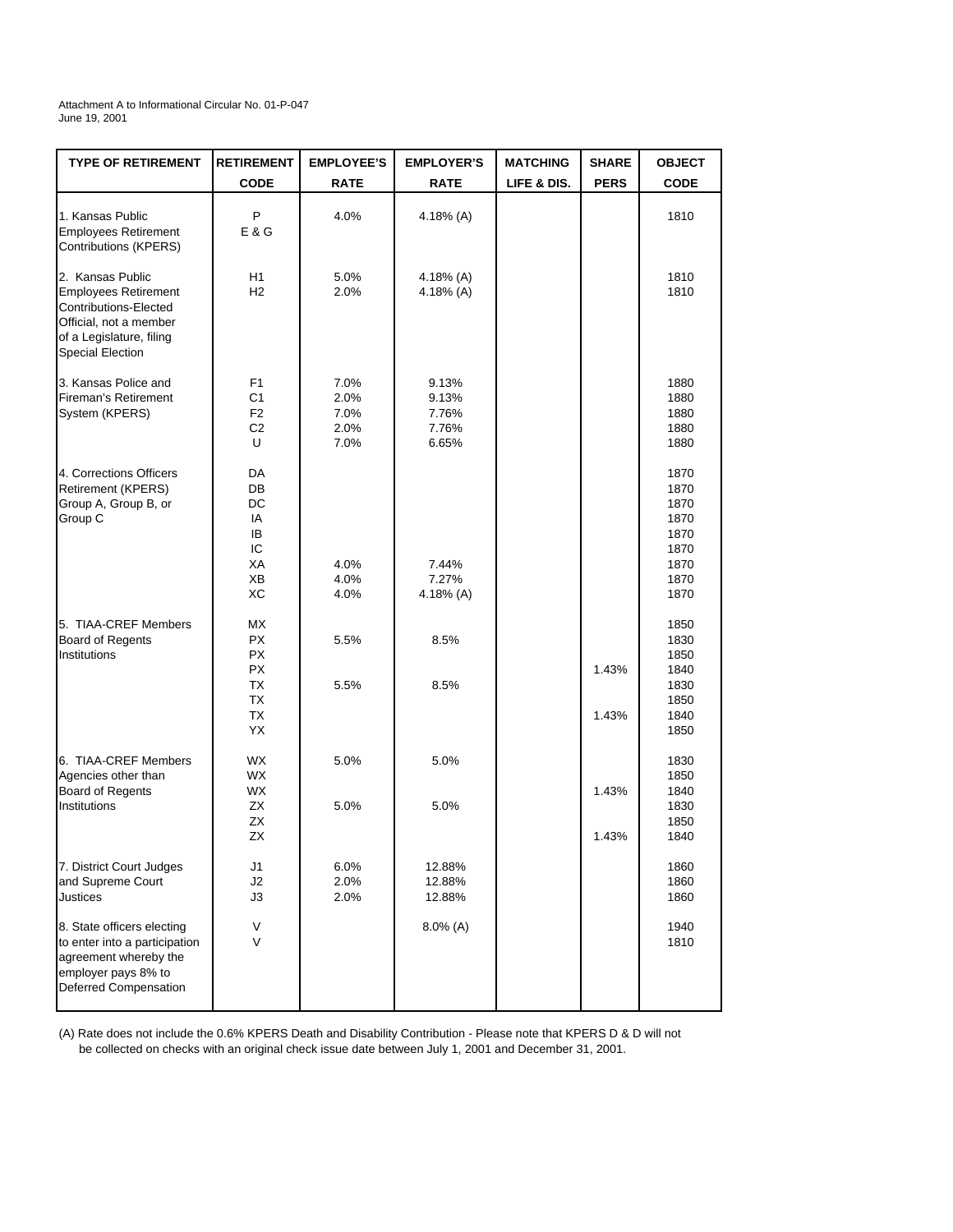Attachment A to Informational Circular No. 01-P-047
June 19, 2001

| TYPE OF RETIREMENT | RETIREMENT CODE | EMPLOYEE'S RATE | EMPLOYER'S RATE | MATCHING LIFE & DIS. | SHARE PERS | OBJECT CODE |
|---|---|---|---|---|---|---|
| 1. Kansas Public Employees Retirement Contributions (KPERS) | P E & G | 4.0% | 4.18% (A) | | | 1810 |
| 2. Kansas Public Employees Retirement Contributions-Elected Official, not a member of a Legislature, filing Special Election | H1 | 5.0% | 4.18% (A) | | | 1810 |
| | H2 | 2.0% | 4.18% (A) | | | 1810 |
| 3. Kansas Police and Fireman's Retirement System (KPERS) | F1 | 7.0% | 9.13% | | | 1880 |
| | C1 | 2.0% | 9.13% | | | 1880 |
| | F2 | 7.0% | 7.76% | | | 1880 |
| | C2 | 2.0% | 7.76% | | | 1880 |
| | U | 7.0% | 6.65% | | | 1880 |
| 4. Corrections Officers Retirement (KPERS) Group A, Group B, or Group C | DA | | | | | 1870 |
| | DB | | | | | 1870 |
| | DC | | | | | 1870 |
| | IA | | | | | 1870 |
| | IB | | | | | 1870 |
| | IC | | | | | 1870 |
| | XA | 4.0% | 7.44% | | | 1870 |
| | XB | 4.0% | 7.27% | | | 1870 |
| | XC | 4.0% | 4.18% (A) | | | 1870 |
| 5. TIAA-CREF Members Board of Regents Institutions | MX | | | | | 1850 |
| | PX | 5.5% | 8.5% | | | 1830 |
| | PX | | | | | 1850 |
| | PX | | | | 1.43% | 1840 |
| | TX | 5.5% | 8.5% | | | 1830 |
| | TX | | | | | 1850 |
| | TX | | | | 1.43% | 1840 |
| | YX | | | | | 1850 |
| 6. TIAA-CREF Members Agencies other than Board of Regents Institutions | WX | 5.0% | 5.0% | | | 1830 |
| | WX | | | | | 1850 |
| | WX | | | | 1.43% | 1840 |
| | ZX | 5.0% | 5.0% | | | 1830 |
| | ZX | | | | | 1850 |
| | ZX | | | | 1.43% | 1840 |
| 7. District Court Judges and Supreme Court Justices | J1 | 6.0% | 12.88% | | | 1860 |
| | J2 | 2.0% | 12.88% | | | 1860 |
| | J3 | 2.0% | 12.88% | | | 1860 |
| 8. State officers electing to enter into a participation agreement whereby the employer pays 8% to Deferred Compensation | V | | 8.0% (A) | | | 1940 |
| | V | | | | | 1810 |

(A) Rate does not include the 0.6% KPERS Death and Disability Contribution - Please note that KPERS D & D will not be collected on checks with an original check issue date between July 1, 2001 and December 31, 2001.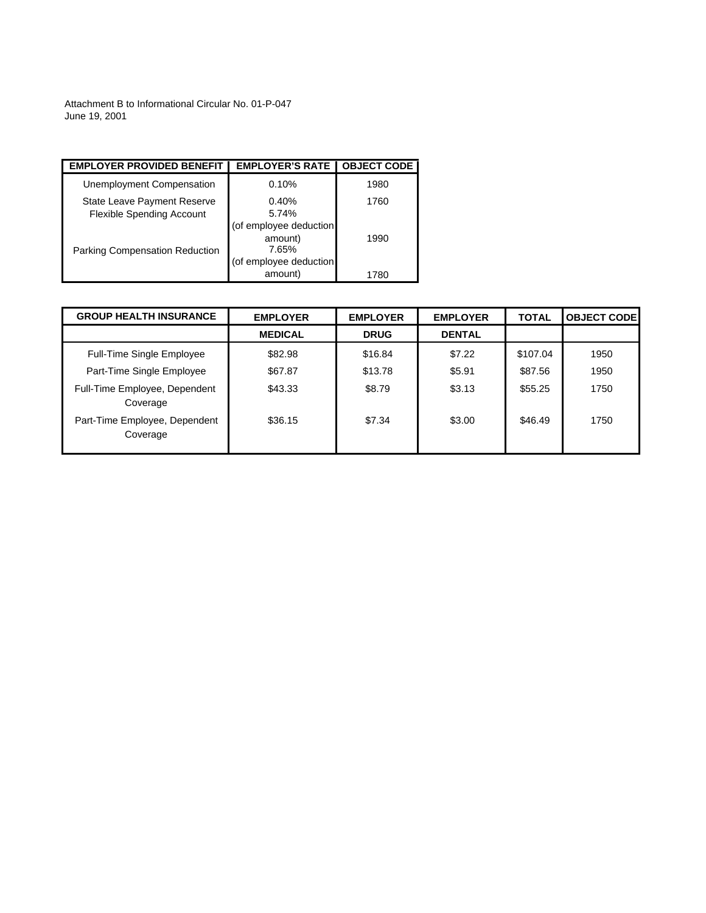Attachment B to Informational Circular No. 01-P-047
June 19, 2001

| EMPLOYER PROVIDED BENEFIT | EMPLOYER'S RATE | OBJECT CODE |
|---|---|---|
| Unemployment Compensation | 0.10% | 1980 |
| State Leave Payment Reserve | 0.40% | 1760 |
| Flexible Spending Account | 5.74% (of employee deduction amount) | 1990 |
| Parking Compensation Reduction | 7.65% (of employee deduction amount) | 1780 |

| GROUP HEALTH INSURANCE | EMPLOYER | EMPLOYER | EMPLOYER | TOTAL | OBJECT CODE |
|---|---|---|---|---|---|
| | MEDICAL | DRUG | DENTAL | | |
| Full-Time Single Employee | $82.98 | $16.84 | $7.22 | $107.04 | 1950 |
| Part-Time Single Employee | $67.87 | $13.78 | $5.91 | $87.56 | 1950 |
| Full-Time Employee, Dependent Coverage | $43.33 | $8.79 | $3.13 | $55.25 | 1750 |
| Part-Time Employee, Dependent Coverage | $36.15 | $7.34 | $3.00 | $46.49 | 1750 |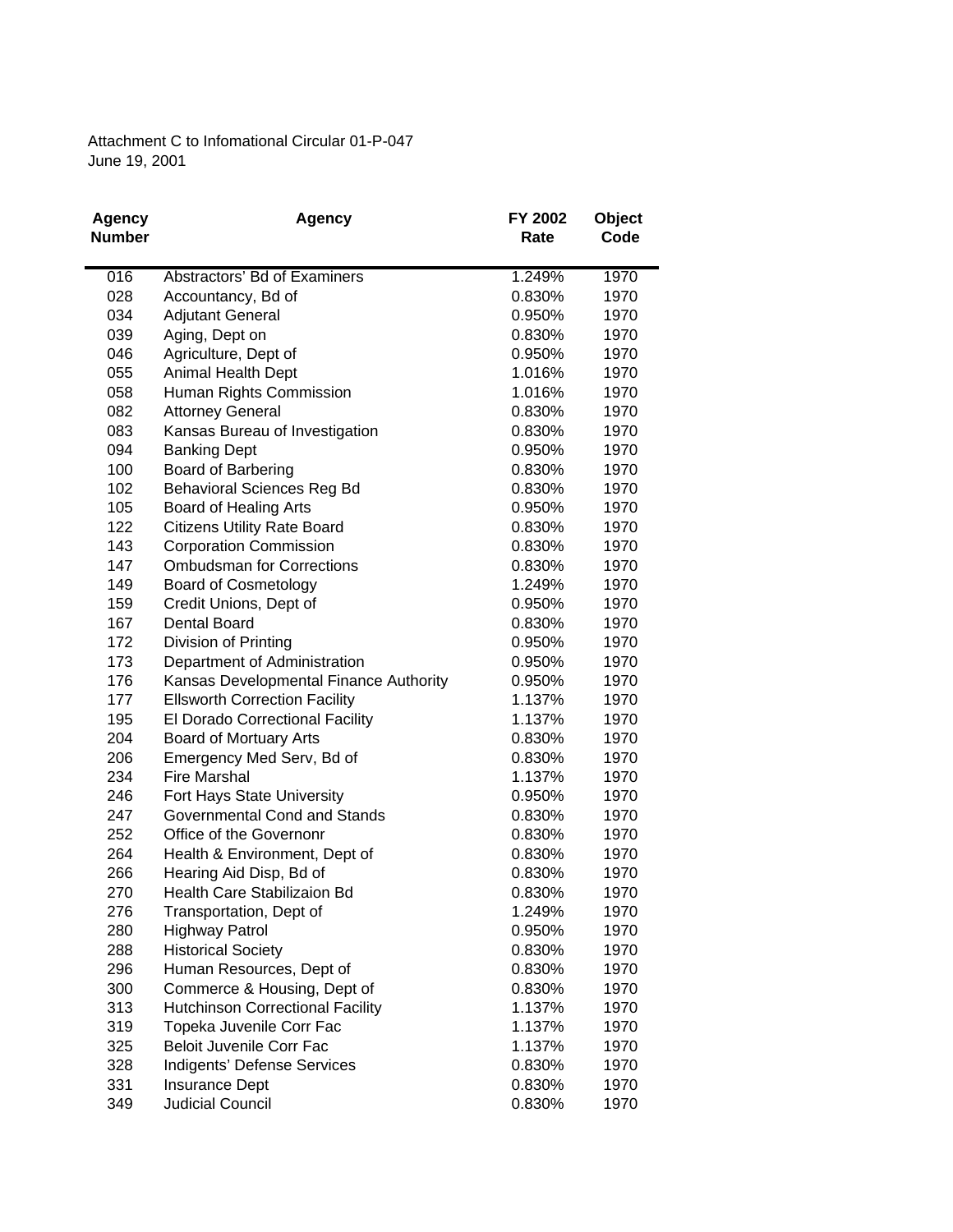Attachment C to Infomational Circular 01-P-047
June 19, 2001

| Agency Number | Agency | FY 2002 Rate | Object Code |
|---|---|---|---|
| 016 | Abstractors' Bd of Examiners | 1.249% | 1970 |
| 028 | Accountancy, Bd of | 0.830% | 1970 |
| 034 | Adjutant General | 0.950% | 1970 |
| 039 | Aging, Dept on | 0.830% | 1970 |
| 046 | Agriculture, Dept of | 0.950% | 1970 |
| 055 | Animal Health Dept | 1.016% | 1970 |
| 058 | Human Rights Commission | 1.016% | 1970 |
| 082 | Attorney General | 0.830% | 1970 |
| 083 | Kansas Bureau of Investigation | 0.830% | 1970 |
| 094 | Banking Dept | 0.950% | 1970 |
| 100 | Board of Barbering | 0.830% | 1970 |
| 102 | Behavioral Sciences Reg Bd | 0.830% | 1970 |
| 105 | Board of Healing Arts | 0.950% | 1970 |
| 122 | Citizens Utility Rate Board | 0.830% | 1970 |
| 143 | Corporation Commission | 0.830% | 1970 |
| 147 | Ombudsman for Corrections | 0.830% | 1970 |
| 149 | Board of Cosmetology | 1.249% | 1970 |
| 159 | Credit Unions, Dept of | 0.950% | 1970 |
| 167 | Dental Board | 0.830% | 1970 |
| 172 | Division of Printing | 0.950% | 1970 |
| 173 | Department of Administration | 0.950% | 1970 |
| 176 | Kansas Developmental Finance Authority | 0.950% | 1970 |
| 177 | Ellsworth Correction Facility | 1.137% | 1970 |
| 195 | El Dorado Correctional Facility | 1.137% | 1970 |
| 204 | Board of Mortuary Arts | 0.830% | 1970 |
| 206 | Emergency Med Serv, Bd of | 0.830% | 1970 |
| 234 | Fire Marshal | 1.137% | 1970 |
| 246 | Fort Hays State University | 0.950% | 1970 |
| 247 | Governmental Cond and Stands | 0.830% | 1970 |
| 252 | Office of the Governonr | 0.830% | 1970 |
| 264 | Health & Environment, Dept of | 0.830% | 1970 |
| 266 | Hearing Aid Disp, Bd of | 0.830% | 1970 |
| 270 | Health Care Stabilizaion Bd | 0.830% | 1970 |
| 276 | Transportation, Dept of | 1.249% | 1970 |
| 280 | Highway Patrol | 0.950% | 1970 |
| 288 | Historical Society | 0.830% | 1970 |
| 296 | Human Resources, Dept of | 0.830% | 1970 |
| 300 | Commerce & Housing, Dept of | 0.830% | 1970 |
| 313 | Hutchinson Correctional Facility | 1.137% | 1970 |
| 319 | Topeka Juvenile Corr Fac | 1.137% | 1970 |
| 325 | Beloit Juvenile Corr Fac | 1.137% | 1970 |
| 328 | Indigents' Defense Services | 0.830% | 1970 |
| 331 | Insurance Dept | 0.830% | 1970 |
| 349 | Judicial Council | 0.830% | 1970 |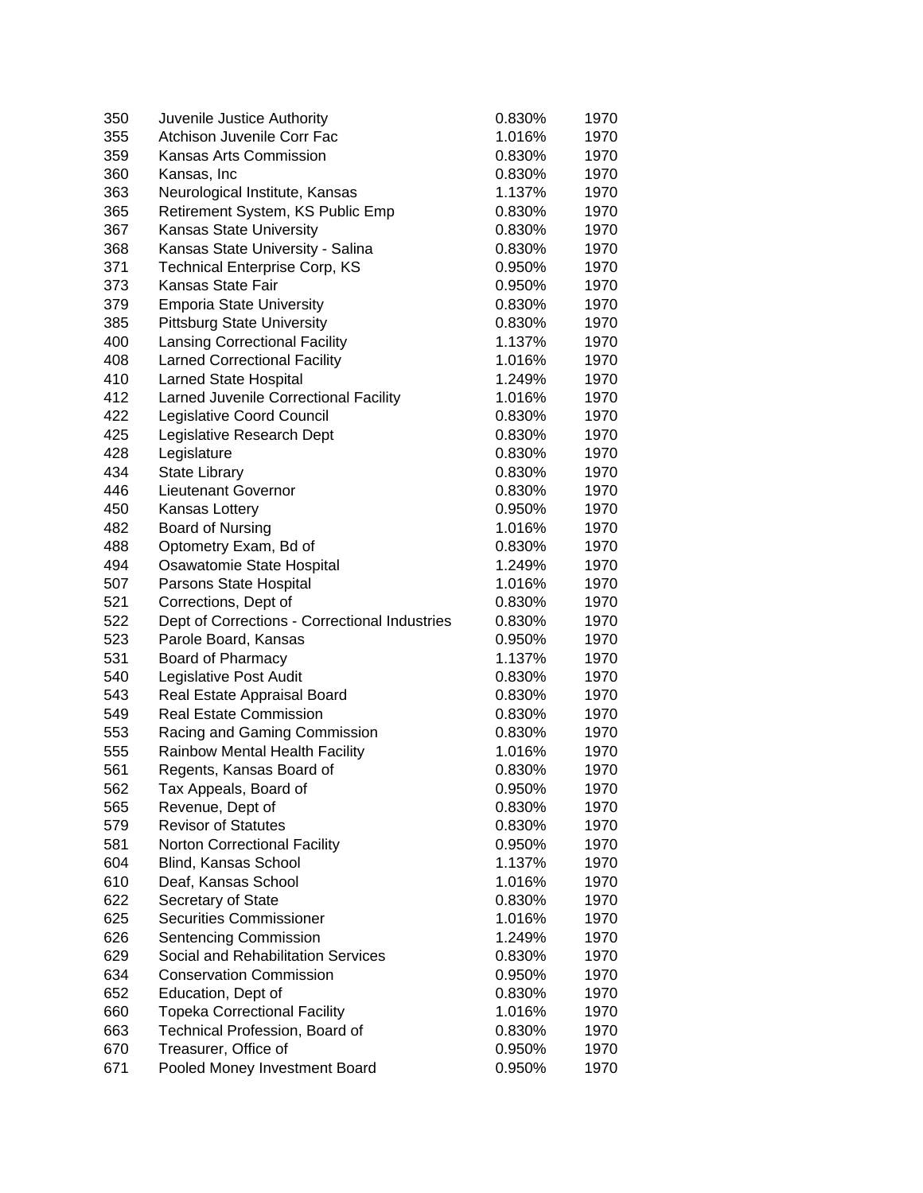| | | | |
|---|---|---|---|
| 350 | Juvenile Justice Authority | 0.830% | 1970 |
| 355 | Atchison Juvenile Corr Fac | 1.016% | 1970 |
| 359 | Kansas Arts Commission | 0.830% | 1970 |
| 360 | Kansas, Inc | 0.830% | 1970 |
| 363 | Neurological Institute, Kansas | 1.137% | 1970 |
| 365 | Retirement System, KS Public Emp | 0.830% | 1970 |
| 367 | Kansas State University | 0.830% | 1970 |
| 368 | Kansas State University - Salina | 0.830% | 1970 |
| 371 | Technical Enterprise Corp, KS | 0.950% | 1970 |
| 373 | Kansas State Fair | 0.950% | 1970 |
| 379 | Emporia State University | 0.830% | 1970 |
| 385 | Pittsburg State University | 0.830% | 1970 |
| 400 | Lansing Correctional Facility | 1.137% | 1970 |
| 408 | Larned Correctional Facility | 1.016% | 1970 |
| 410 | Larned State Hospital | 1.249% | 1970 |
| 412 | Larned Juvenile Correctional Facility | 1.016% | 1970 |
| 422 | Legislative Coord Council | 0.830% | 1970 |
| 425 | Legislative Research Dept | 0.830% | 1970 |
| 428 | Legislature | 0.830% | 1970 |
| 434 | State Library | 0.830% | 1970 |
| 446 | Lieutenant Governor | 0.830% | 1970 |
| 450 | Kansas Lottery | 0.950% | 1970 |
| 482 | Board of Nursing | 1.016% | 1970 |
| 488 | Optometry Exam, Bd of | 0.830% | 1970 |
| 494 | Osawatomie State Hospital | 1.249% | 1970 |
| 507 | Parsons State Hospital | 1.016% | 1970 |
| 521 | Corrections, Dept of | 0.830% | 1970 |
| 522 | Dept of Corrections - Correctional Industries | 0.830% | 1970 |
| 523 | Parole Board, Kansas | 0.950% | 1970 |
| 531 | Board of Pharmacy | 1.137% | 1970 |
| 540 | Legislative Post Audit | 0.830% | 1970 |
| 543 | Real Estate Appraisal Board | 0.830% | 1970 |
| 549 | Real Estate Commission | 0.830% | 1970 |
| 553 | Racing and Gaming Commission | 0.830% | 1970 |
| 555 | Rainbow Mental Health Facility | 1.016% | 1970 |
| 561 | Regents, Kansas Board of | 0.830% | 1970 |
| 562 | Tax Appeals, Board of | 0.950% | 1970 |
| 565 | Revenue, Dept of | 0.830% | 1970 |
| 579 | Revisor of Statutes | 0.830% | 1970 |
| 581 | Norton Correctional Facility | 0.950% | 1970 |
| 604 | Blind, Kansas School | 1.137% | 1970 |
| 610 | Deaf, Kansas School | 1.016% | 1970 |
| 622 | Secretary of State | 0.830% | 1970 |
| 625 | Securities Commissioner | 1.016% | 1970 |
| 626 | Sentencing Commission | 1.249% | 1970 |
| 629 | Social and Rehabilitation Services | 0.830% | 1970 |
| 634 | Conservation Commission | 0.950% | 1970 |
| 652 | Education, Dept of | 0.830% | 1970 |
| 660 | Topeka Correctional Facility | 1.016% | 1970 |
| 663 | Technical Profession, Board of | 0.830% | 1970 |
| 670 | Treasurer, Office of | 0.950% | 1970 |
| 671 | Pooled Money Investment Board | 0.950% | 1970 |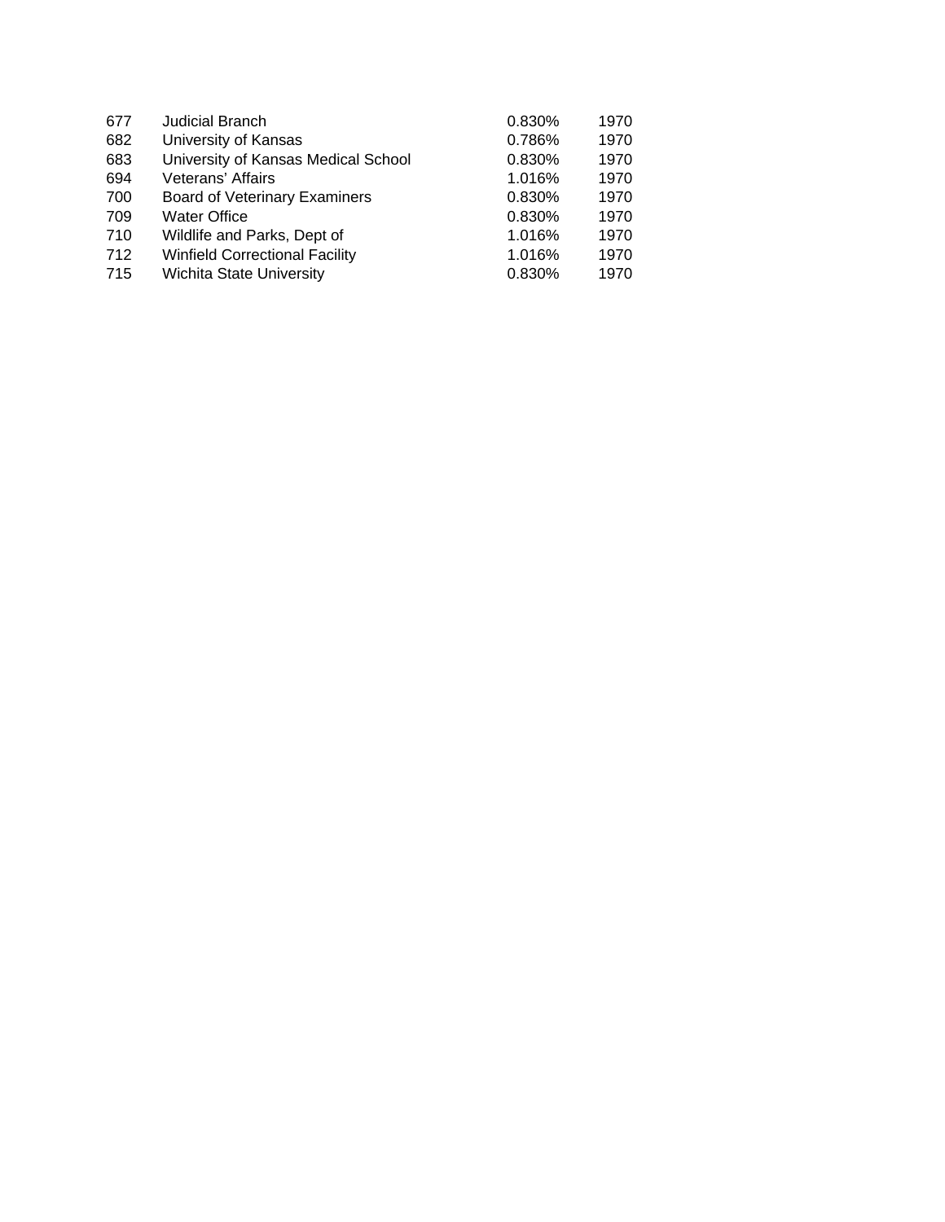| | | | |
|---|---|---|---|
| 677 | Judicial Branch | 0.830% | 1970 |
| 682 | University of Kansas | 0.786% | 1970 |
| 683 | University of Kansas Medical School | 0.830% | 1970 |
| 694 | Veterans' Affairs | 1.016% | 1970 |
| 700 | Board of Veterinary Examiners | 0.830% | 1970 |
| 709 | Water Office | 0.830% | 1970 |
| 710 | Wildlife and Parks, Dept of | 1.016% | 1970 |
| 712 | Winfield Correctional Facility | 1.016% | 1970 |
| 715 | Wichita State University | 0.830% | 1970 |